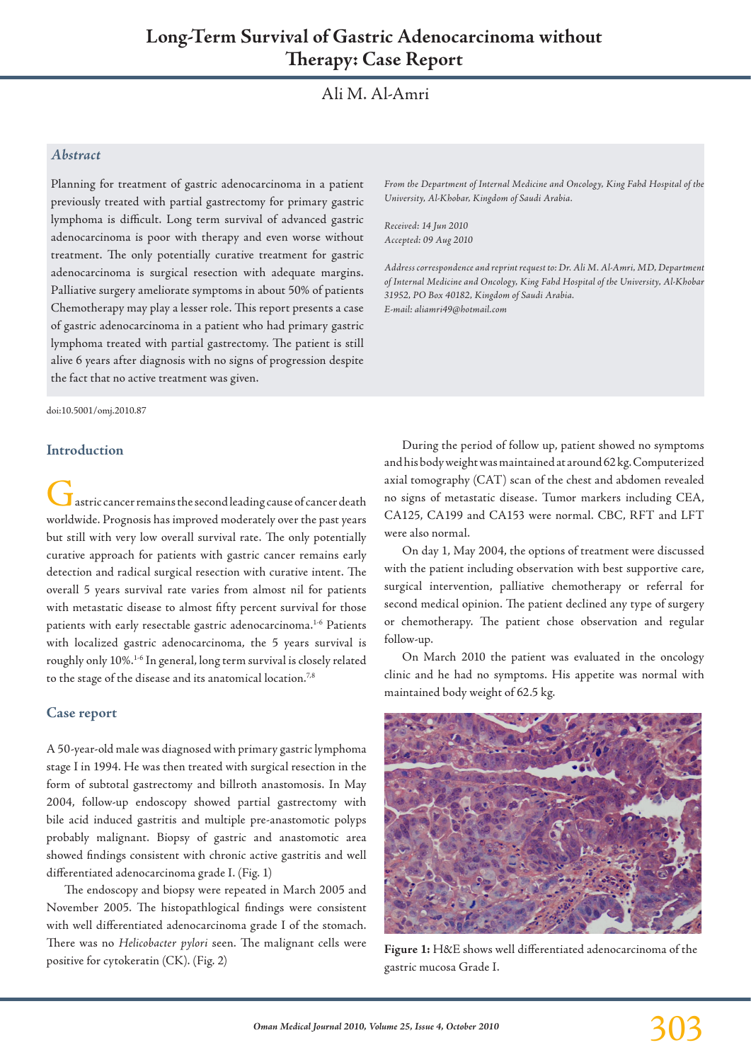# Long-Term Survival of Gastric Adenocarcinoma without Therapy: Case Report

Ali M. Al-Amri

## *Abstract*

Planning for treatment of gastric adenocarcinoma in a patient previously treated with partial gastrectomy for primary gastric lymphoma is difficult. Long term survival of advanced gastric adenocarcinoma is poor with therapy and even worse without treatment. The only potentially curative treatment for gastric adenocarcinoma is surgical resection with adequate margins. Palliative surgery ameliorate symptoms in about 50% of patients Chemotherapy may play a lesser role. This report presents a case of gastric adenocarcinoma in a patient who had primary gastric lymphoma treated with partial gastrectomy. The patient is still alive 6 years after diagnosis with no signs of progression despite the fact that no active treatment was given.

*From the Department of Internal Medicine and Oncology, King Fahd Hospital of the University, Al-Khobar, Kingdom of Saudi Arabia.*

*Received: 14 Jun 2010*
*Accepted: 09 Aug 2010*

*Address correspondence and reprint request to: Dr. Ali M. Al-Amri, MD, Department of Internal Medicine and Oncology, King Fahd Hospital of the University, Al-Khobar 31952, PO Box 40182, Kingdom of Saudi Arabia.*
*E-mail: aliamri49@hotmail.com*

doi:10.5001/omj.2010.87

## Introduction

Gastric cancer remains the second leading cause of cancer death worldwide. Prognosis has improved moderately over the past years but still with very low overall survival rate. The only potentially curative approach for patients with gastric cancer remains early detection and radical surgical resection with curative intent. The overall 5 years survival rate varies from almost nil for patients with metastatic disease to almost fifty percent survival for those patients with early resectable gastric adenocarcinoma.[1-6] Patients with localized gastric adenocarcinoma, the 5 years survival is roughly only 10%.[1-6] In general, long term survival is closely related to the stage of the disease and its anatomical location.[7,8]

## Case report

A 50-year-old male was diagnosed with primary gastric lymphoma stage I in 1994. He was then treated with surgical resection in the form of subtotal gastrectomy and billroth anastomosis. In May 2004, follow-up endoscopy showed partial gastrectomy with bile acid induced gastritis and multiple pre-anastomotic polyps probably malignant. Biopsy of gastric and anastomotic area showed findings consistent with chronic active gastritis and well differentiated adenocarcinoma grade I. (Fig. 1)

The endoscopy and biopsy were repeated in March 2005 and November 2005. The histopathlogical findings were consistent with well differentiated adenocarcinoma grade I of the stomach. There was no *Helicobacter pylori* seen. The malignant cells were positive for cytokeratin (CK). (Fig. 2)

During the period of follow up, patient showed no symptoms and his body weight was maintained at around 62 kg. Computerized axial tomography (CAT) scan of the chest and abdomen revealed no signs of metastatic disease. Tumor markers including CEA, CA125, CA199 and CA153 were normal. CBC, RFT and LFT were also normal.

On day 1, May 2004, the options of treatment were discussed with the patient including observation with best supportive care, surgical intervention, palliative chemotherapy or referral for second medical opinion. The patient declined any type of surgery or chemotherapy. The patient chose observation and regular follow-up.

On March 2010 the patient was evaluated in the oncology clinic and he had no symptoms. His appetite was normal with maintained body weight of 62.5 kg.

**Figure 1:** H&E shows well differentiated adenocarcinoma of the gastric mucosa Grade I.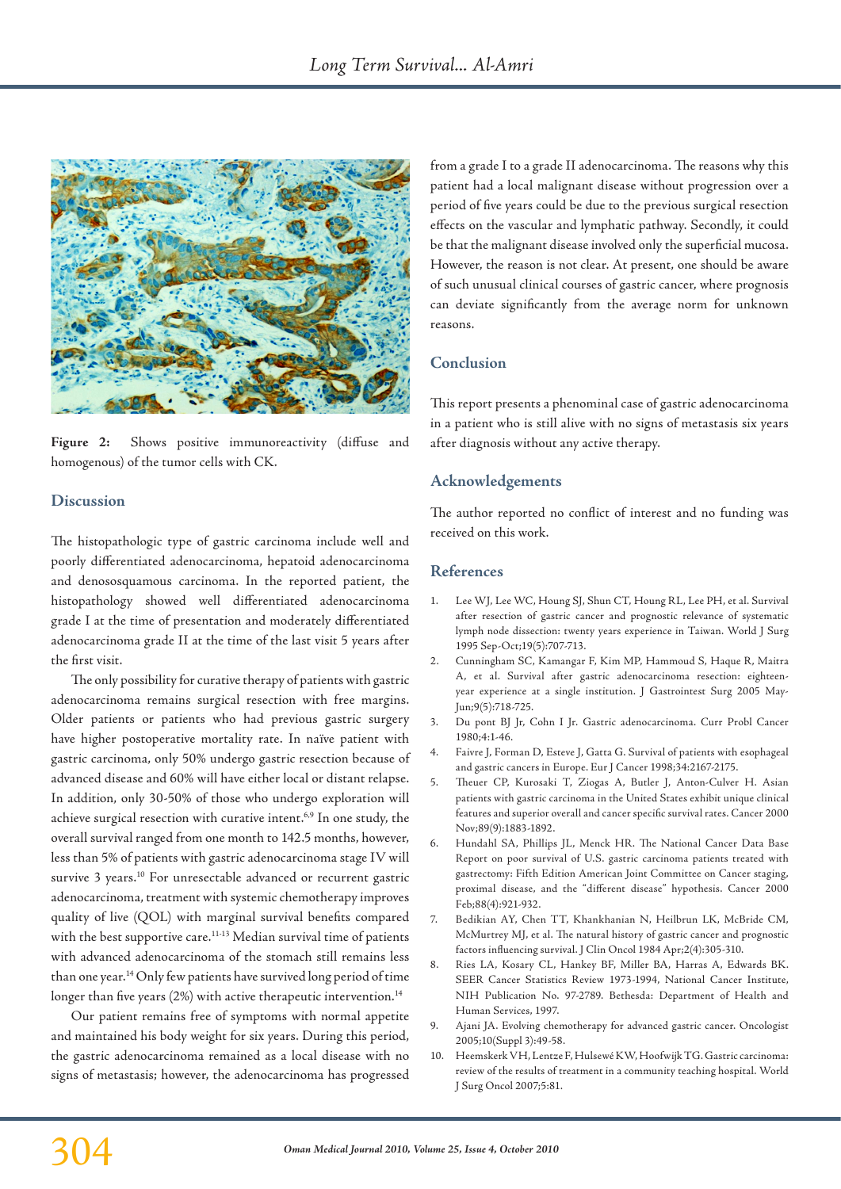Figure 2: Shows positive immunoreactivity (diffuse and homogenous) of the tumor cells with CK.

## Discussion

The histopathologic type of gastric carcinoma include well and poorly differentiated adenocarcinoma, hepatoid adenocarcinoma and denososquamous carcinoma. In the reported patient, the histopathology showed well differentiated adenocarcinoma grade I at the time of presentation and moderately differentiated adenocarcinoma grade II at the time of the last visit 5 years after the first visit.

The only possibility for curative therapy of patients with gastric adenocarcinoma remains surgical resection with free margins. Older patients or patients who had previous gastric surgery have higher postoperative mortality rate. In naïve patient with gastric carcinoma, only 50% undergo gastric resection because of advanced disease and 60% will have either local or distant relapse. In addition, only 30-50% of those who undergo exploration will achieve surgical resection with curative intent.[6,9] In one study, the overall survival ranged from one month to 142.5 months, however, less than 5% of patients with gastric adenocarcinoma stage IV will survive 3 years.[10] For unresectable advanced or recurrent gastric adenocarcinoma, treatment with systemic chemotherapy improves quality of live (QOL) with marginal survival benefits compared with the best supportive care.[11-13] Median survival time of patients with advanced adenocarcinoma of the stomach still remains less than one year.[14] Only few patients have survived long period of time longer than five years (2%) with active therapeutic intervention.[14]

Our patient remains free of symptoms with normal appetite and maintained his body weight for six years. During this period, the gastric adenocarcinoma remained as a local disease with no signs of metastasis; however, the adenocarcinoma has progressed from a grade I to a grade II adenocarcinoma. The reasons why this patient had a local malignant disease without progression over a period of five years could be due to the previous surgical resection effects on the vascular and lymphatic pathway. Secondly, it could be that the malignant disease involved only the superficial mucosa. However, the reason is not clear. At present, one should be aware of such unusual clinical courses of gastric cancer, where prognosis can deviate significantly from the average norm for unknown reasons.

## Conclusion

This report presents a phenominal case of gastric adenocarcinoma in a patient who is still alive with no signs of metastasis six years after diagnosis without any active therapy.

## Acknowledgements

The author reported no conflict of interest and no funding was received on this work.

## References

1. Lee WJ, Lee WC, Houng SJ, Shun CT, Houng RL, Lee PH, et al. Survival after resection of gastric cancer and prognostic relevance of systematic lymph node dissection: twenty years experience in Taiwan. World J Surg 1995 Sep-Oct;19(5):707-713.
2. Cunningham SC, Kamangar F, Kim MP, Hammoud S, Haque R, Maitra A, et al. Survival after gastric adenocarcinoma resection: eighteen-year experience at a single institution. J Gastrointest Surg 2005 May-Jun;9(5):718-725.
3. Du pont BJ Jr, Cohn I Jr. Gastric adenocarcinoma. Curr Probl Cancer 1980;4:1-46.
4. Faivre J, Forman D, Esteve J, Gatta G. Survival of patients with esophageal and gastric cancers in Europe. Eur J Cancer 1998;34:2167-2175.
5. Theuer CP, Kurosaki T, Ziogas A, Butler J, Anton-Culver H. Asian patients with gastric carcinoma in the United States exhibit unique clinical features and superior overall and cancer specific survival rates. Cancer 2000 Nov;89(9):1883-1892.
6. Hundahl SA, Phillips JL, Menck HR. The National Cancer Data Base Report on poor survival of U.S. gastric carcinoma patients treated with gastrectomy: Fifth Edition American Joint Committee on Cancer staging, proximal disease, and the "different disease" hypothesis. Cancer 2000 Feb;88(4):921-932.
7. Bedikian AY, Chen TT, Khankhanian N, Heilbrun LK, McBride CM, McMurtrey MJ, et al. The natural history of gastric cancer and prognostic factors influencing survival. J Clin Oncol 1984 Apr;2(4):305-310.
8. Ries LA, Kosary CL, Hankey BF, Miller BA, Harras A, Edwards BK. SEER Cancer Statistics Review 1973-1994, National Cancer Institute, NIH Publication No. 97-2789. Bethesda: Department of Health and Human Services, 1997.
9. Ajani JA. Evolving chemotherapy for advanced gastric cancer. Oncologist 2005;10(Suppl 3):49-58.
10. Heemskerk VH, Lentze F, Hulsewé KW, Hoofwijk TG. Gastric carcinoma: review of the results of treatment in a community teaching hospital. World J Surg Oncol 2007;5:81.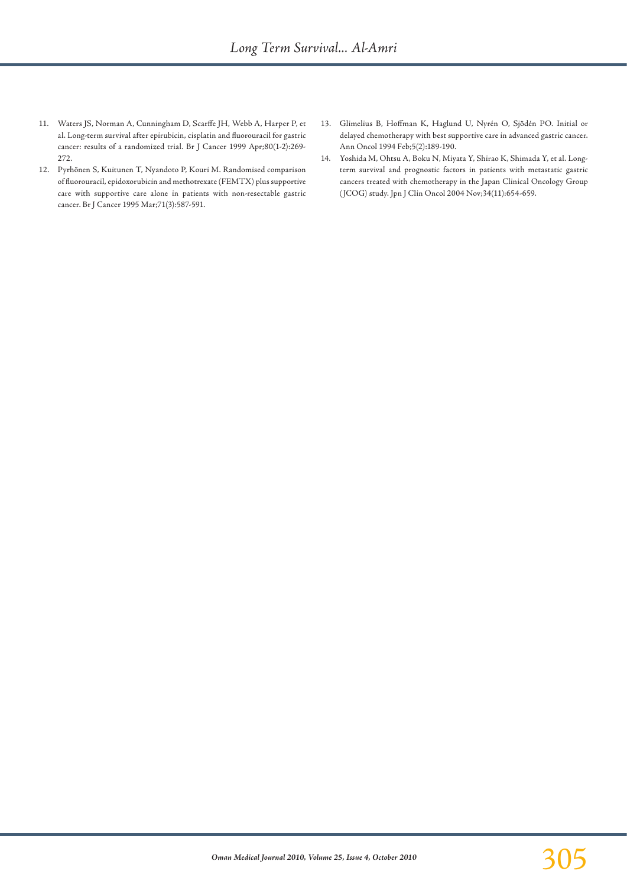11. Waters JS, Norman A, Cunningham D, Scarffe JH, Webb A, Harper P, et al. Long-term survival after epirubicin, cisplatin and fluorouracil for gastric cancer: results of a randomized trial. Br J Cancer 1999 Apr;80(1-2):269-272.
12. Pyrhönen S, Kuitunen T, Nyandoto P, Kouri M. Randomised comparison of fluorouracil, epidoxorubicin and methotrexate (FEMTX) plus supportive care with supportive care alone in patients with non-resectable gastric cancer. Br J Cancer 1995 Mar;71(3):587-591.
13. Glimelius B, Hoffman K, Haglund U, Nyrén O, Sjödén PO. Initial or delayed chemotherapy with best supportive care in advanced gastric cancer. Ann Oncol 1994 Feb;5(2):189-190.
14. Yoshida M, Ohtsu A, Boku N, Miyata Y, Shirao K, Shimada Y, et al. Long-term survival and prognostic factors in patients with metastatic gastric cancers treated with chemotherapy in the Japan Clinical Oncology Group (JCOG) study. Jpn J Clin Oncol 2004 Nov;34(11):654-659.